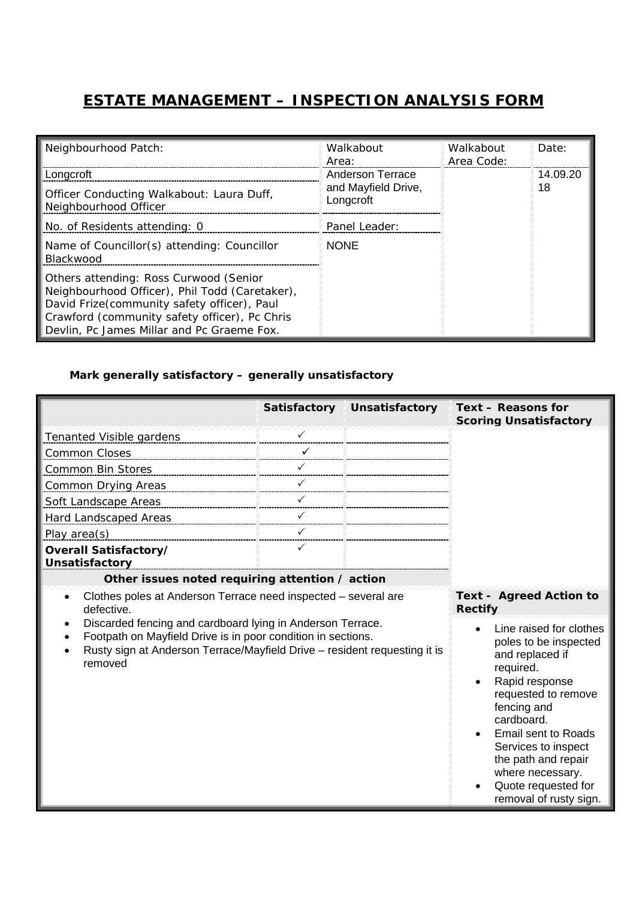# ESTATE MANAGEMENT – INSPECTION ANALYSIS FORM

| Neighbourhood Patch: | Walkabout Area: | Walkabout Area Code: | Date: |
|---|---|---|---|
| Longcroft | Anderson Terrace and Mayfield Drive, Longcroft | | 14.09.2018 |
| Officer Conducting Walkabout: Laura Duff, Neighbourhood Officer | | | |
| No. of Residents attending: 0 | Panel Leader: | | |
| Name of Councillor(s) attending: Councillor Blackwood | NONE | | |
| Others attending: Ross Curwood (Senior Neighbourhood Officer), Phil Todd (Caretaker), David Frize(community safety officer), Paul Crawford (community safety officer), Pc Chris Devlin, Pc James Millar and Pc Graeme Fox. | | | |

**Mark generally satisfactory – generally unsatisfactory**

| | Satisfactory | Unsatisfactory | Text – Reasons for Scoring Unsatisfactory |
|---|---|---|---|
| Tenanted Visible gardens | ✓ | | |
| Common Closes | ✓ | | |
| Common Bin Stores | ✓ | | |
| Common Drying Areas | ✓ | | |
| Soft Landscape Areas | ✓ | | |
| Hard Landscaped Areas | ✓ | | |
| Play area(s) | ✓ | | |
| **Overall Satisfactory/ Unsatisfactory** | ✓ | | |

| Other issues noted requiring attention / action | Text - Agreed Action to Rectify |
|---|---|
| • Clothes poles at Anderson Terrace need inspected – several are defective.<br>• Discarded fencing and cardboard lying in Anderson Terrace.<br>• Footpath on Mayfield Drive is in poor condition in sections.<br>• Rusty sign at Anderson Terrace/Mayfield Drive – resident requesting it is removed | • Line raised for clothes poles to be inspected and replaced if required.<br>• Rapid response requested to remove fencing and cardboard.<br>• Email sent to Roads Services to inspect the path and repair where necessary.<br>• Quote requested for removal of rusty sign. |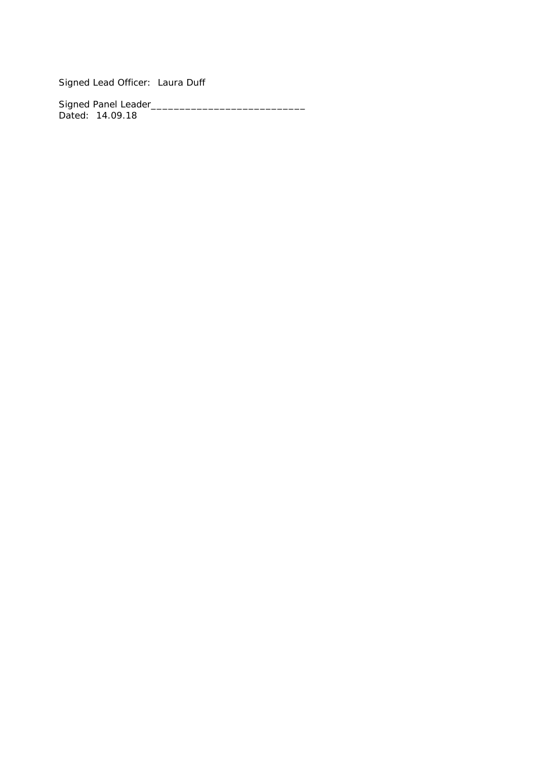Signed Lead Officer:  Laura Duff

Signed Panel Leader____________________________
Dated:  14.09.18